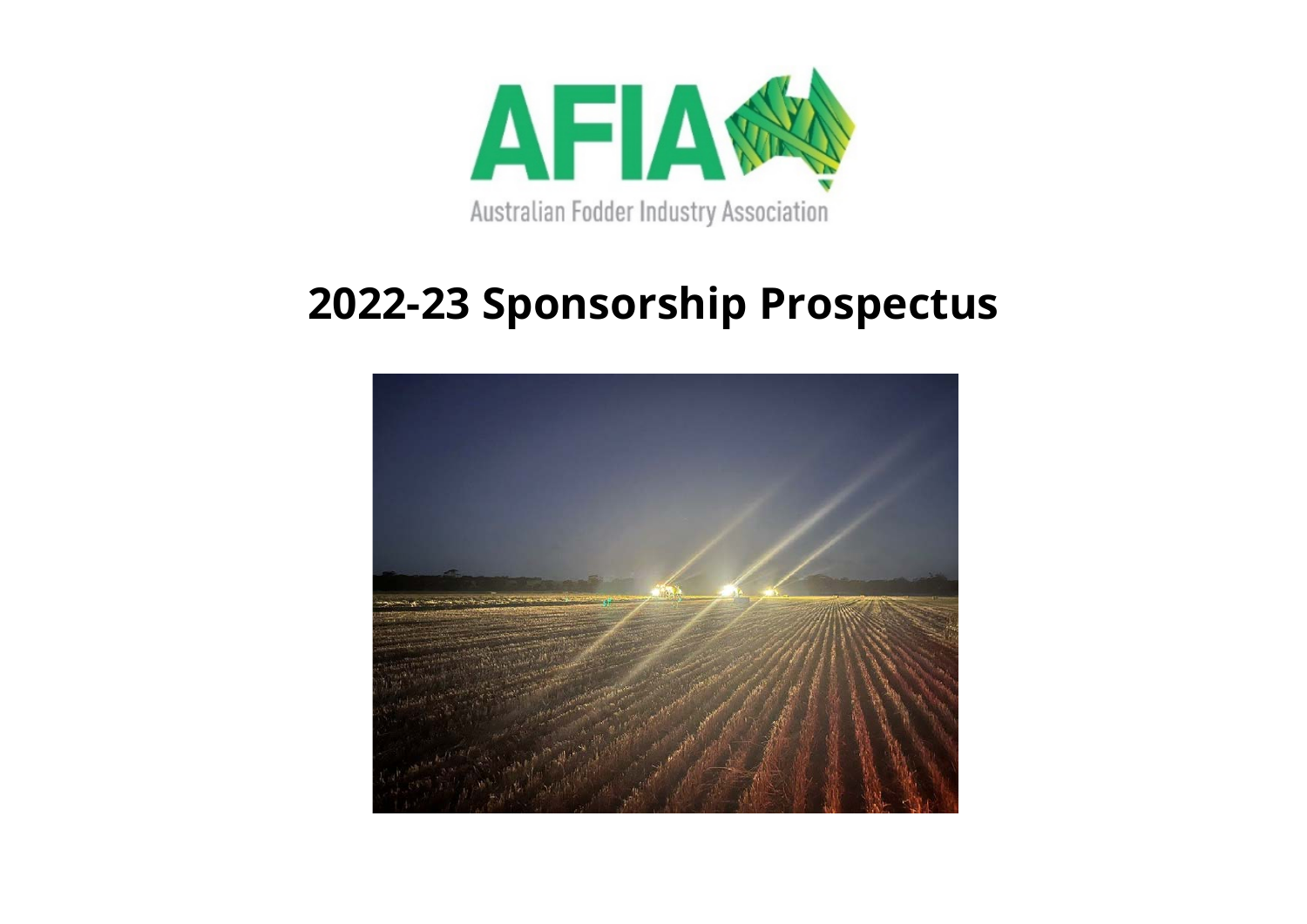AFIA

Australian Fodder Industry Association

# 2022-23 Sponsorship Prospectus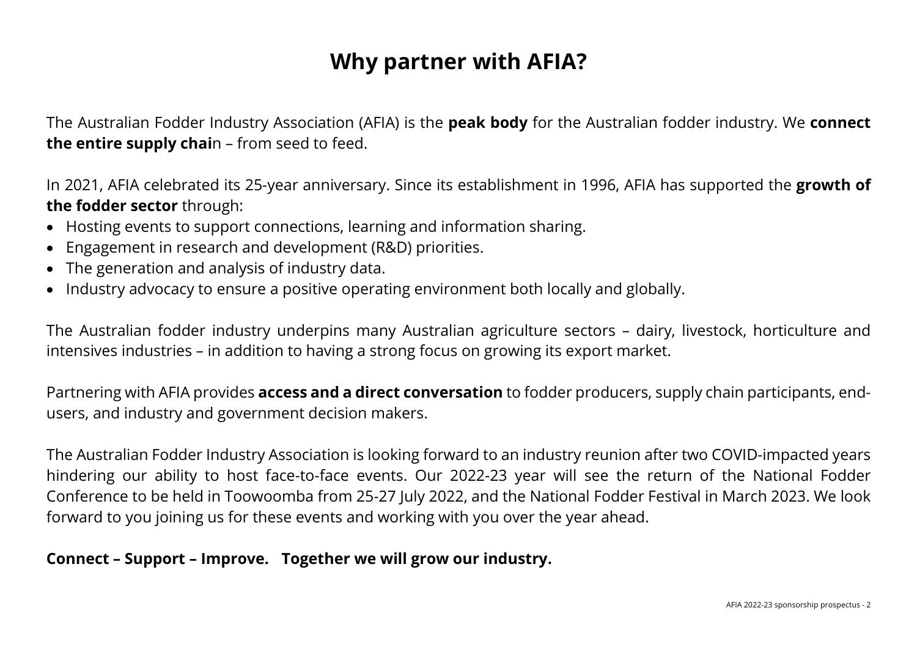# Why partner with AFIA?

The Australian Fodder Industry Association (AFIA) is the **peak body** for the Australian fodder industry. We **connect the entire supply chai**n – from seed to feed.

In 2021, AFIA celebrated its 25-year anniversary. Since its establishment in 1996, AFIA has supported the **growth of the fodder sector** through:

- Hosting events to support connections, learning and information sharing.
- Engagement in research and development (R&D) priorities.
- The generation and analysis of industry data.
- Industry advocacy to ensure a positive operating environment both locally and globally.

The Australian fodder industry underpins many Australian agriculture sectors – dairy, livestock, horticulture and intensives industries – in addition to having a strong focus on growing its export market.

Partnering with AFIA provides **access and a direct conversation** to fodder producers, supply chain participants, end-users, and industry and government decision makers.

The Australian Fodder Industry Association is looking forward to an industry reunion after two COVID-impacted years hindering our ability to host face-to-face events. Our 2022-23 year will see the return of the National Fodder Conference to be held in Toowoomba from 25-27 July 2022, and the National Fodder Festival in March 2023. We look forward to you joining us for these events and working with you over the year ahead.

**Connect – Support – Improve. Together we will grow our industry.**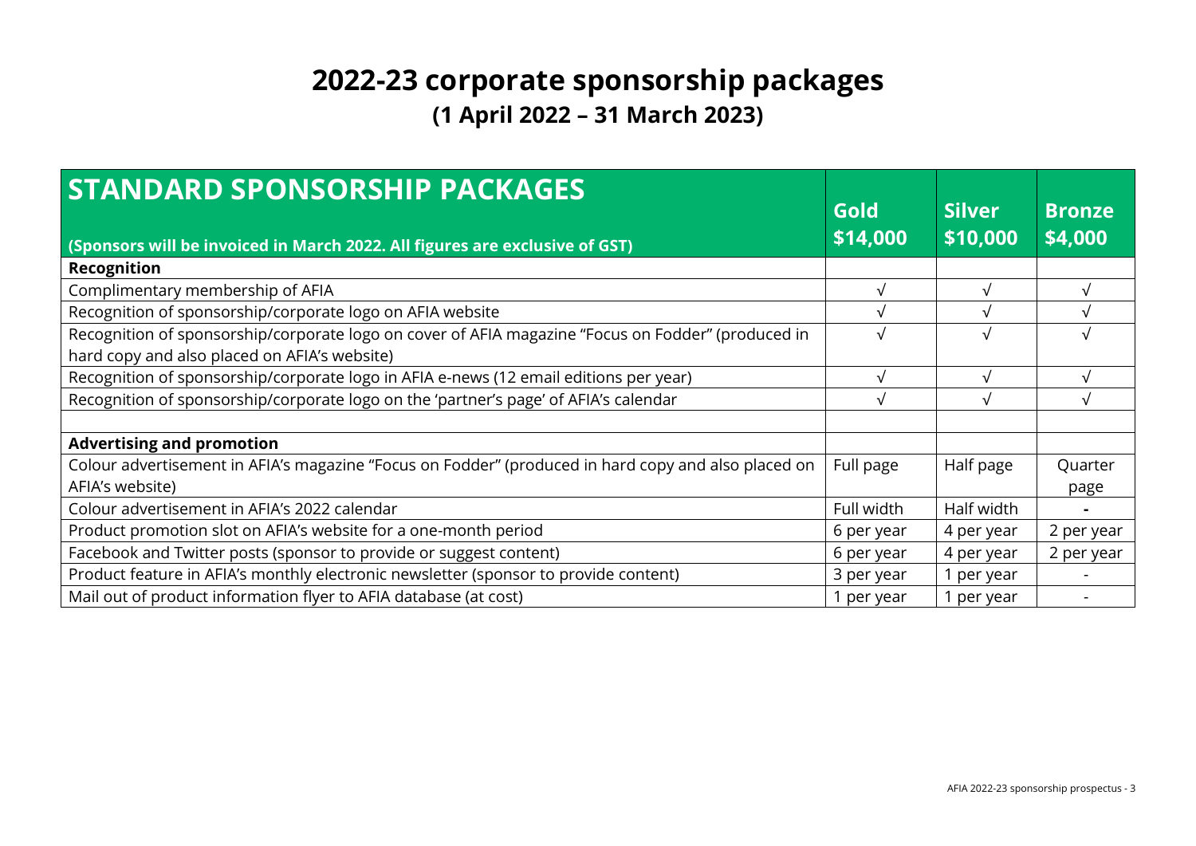# 2022-23 corporate sponsorship packages

## (1 April 2022 – 31 March 2023)

| **STANDARD SPONSORSHIP PACKAGES** (Sponsors will be invoiced in March 2022. All figures are exclusive of GST) | **Gold $14,000** | **Silver $10,000** | **Bronze $4,000** |
|---|---|---|---|
| **Recognition** | | | |
| Complimentary membership of AFIA | √ | √ | √ |
| Recognition of sponsorship/corporate logo on AFIA website | √ | √ | √ |
| Recognition of sponsorship/corporate logo on cover of AFIA magazine "Focus on Fodder" (produced in hard copy and also placed on AFIA's website) | √ | √ | √ |
| Recognition of sponsorship/corporate logo in AFIA e-news (12 email editions per year) | √ | √ | √ |
| Recognition of sponsorship/corporate logo on the 'partner's page' of AFIA's calendar | √ | √ | √ |
| | | | |
| **Advertising and promotion** | | | |
| Colour advertisement in AFIA's magazine "Focus on Fodder" (produced in hard copy and also placed on AFIA's website) | Full page | Half page | Quarter page |
| Colour advertisement in AFIA's 2022 calendar | Full width | Half width | - |
| Product promotion slot on AFIA's website for a one-month period | 6 per year | 4 per year | 2 per year |
| Facebook and Twitter posts (sponsor to provide or suggest content) | 6 per year | 4 per year | 2 per year |
| Product feature in AFIA's monthly electronic newsletter (sponsor to provide content) | 3 per year | 1 per year | - |
| Mail out of product information flyer to AFIA database (at cost) | 1 per year | 1 per year | - |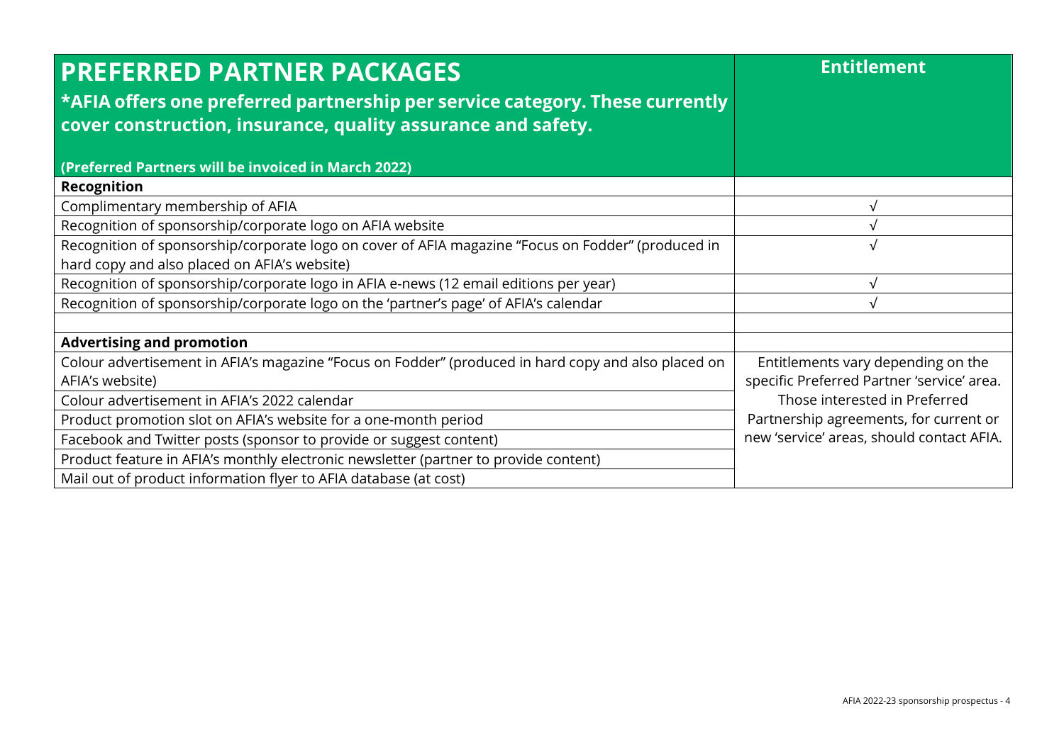| **PREFERRED PARTNER PACKAGES**<br>**\*AFIA offers one preferred partnership per service category. These currently cover construction, insurance, quality assurance and safety.**<br><br>**(Preferred Partners will be invoiced in March 2022)** | **Entitlement** |
|---|---|
| **Recognition** | |
| Complimentary membership of AFIA | √ |
| Recognition of sponsorship/corporate logo on AFIA website | √ |
| Recognition of sponsorship/corporate logo on cover of AFIA magazine "Focus on Fodder" (produced in hard copy and also placed on AFIA's website) | √ |
| Recognition of sponsorship/corporate logo in AFIA e-news (12 email editions per year) | √ |
| Recognition of sponsorship/corporate logo on the 'partner's page' of AFIA's calendar | √ |
| | |
| **Advertising and promotion** | |
| Colour advertisement in AFIA's magazine "Focus on Fodder" (produced in hard copy and also placed on AFIA's website) | Entitlements vary depending on the specific Preferred Partner 'service' area. Those interested in Preferred Partnership agreements, for current or new 'service' areas, should contact AFIA. |
| Colour advertisement in AFIA's 2022 calendar | |
| Product promotion slot on AFIA's website for a one-month period | |
| Facebook and Twitter posts (sponsor to provide or suggest content) | |
| Product feature in AFIA's monthly electronic newsletter (partner to provide content) | |
| Mail out of product information flyer to AFIA database (at cost) | |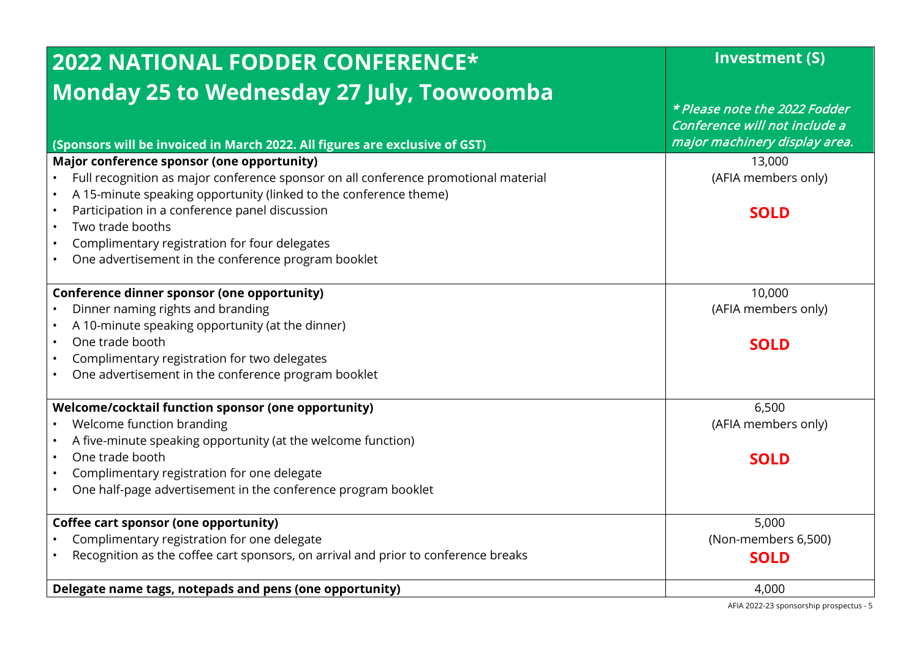| **2022 NATIONAL FODDER CONFERENCE*** **Monday 25 to Wednesday 27 July, Toowoomba** (Sponsors will be invoiced in March 2022. All figures are exclusive of GST) | **Investment (S)** *\* Please note the 2022 Fodder Conference will not include a major machinery display area.* |
|---|---|
| **Major conference sponsor (one opportunity)**<br>• Full recognition as major conference sponsor on all conference promotional material<br>• A 15-minute speaking opportunity (linked to the conference theme)<br>• Participation in a conference panel discussion<br>• Two trade booths<br>• Complimentary registration for four delegates<br>• One advertisement in the conference program booklet | 13,000<br>(AFIA members only)<br>**SOLD** |
| **Conference dinner sponsor (one opportunity)**<br>• Dinner naming rights and branding<br>• A 10-minute speaking opportunity (at the dinner)<br>• One trade booth<br>• Complimentary registration for two delegates<br>• One advertisement in the conference program booklet | 10,000<br>(AFIA members only)<br>**SOLD** |
| **Welcome/cocktail function sponsor (one opportunity)**<br>• Welcome function branding<br>• A five-minute speaking opportunity (at the welcome function)<br>• One trade booth<br>• Complimentary registration for one delegate<br>• One half-page advertisement in the conference program booklet | 6,500<br>(AFIA members only)<br>**SOLD** |
| **Coffee cart sponsor (one opportunity)**<br>• Complimentary registration for one delegate<br>• Recognition as the coffee cart sponsors, on arrival and prior to conference breaks | 5,000<br>(Non-members 6,500)<br>**SOLD** |
| **Delegate name tags, notepads and pens (one opportunity)** | 4,000 |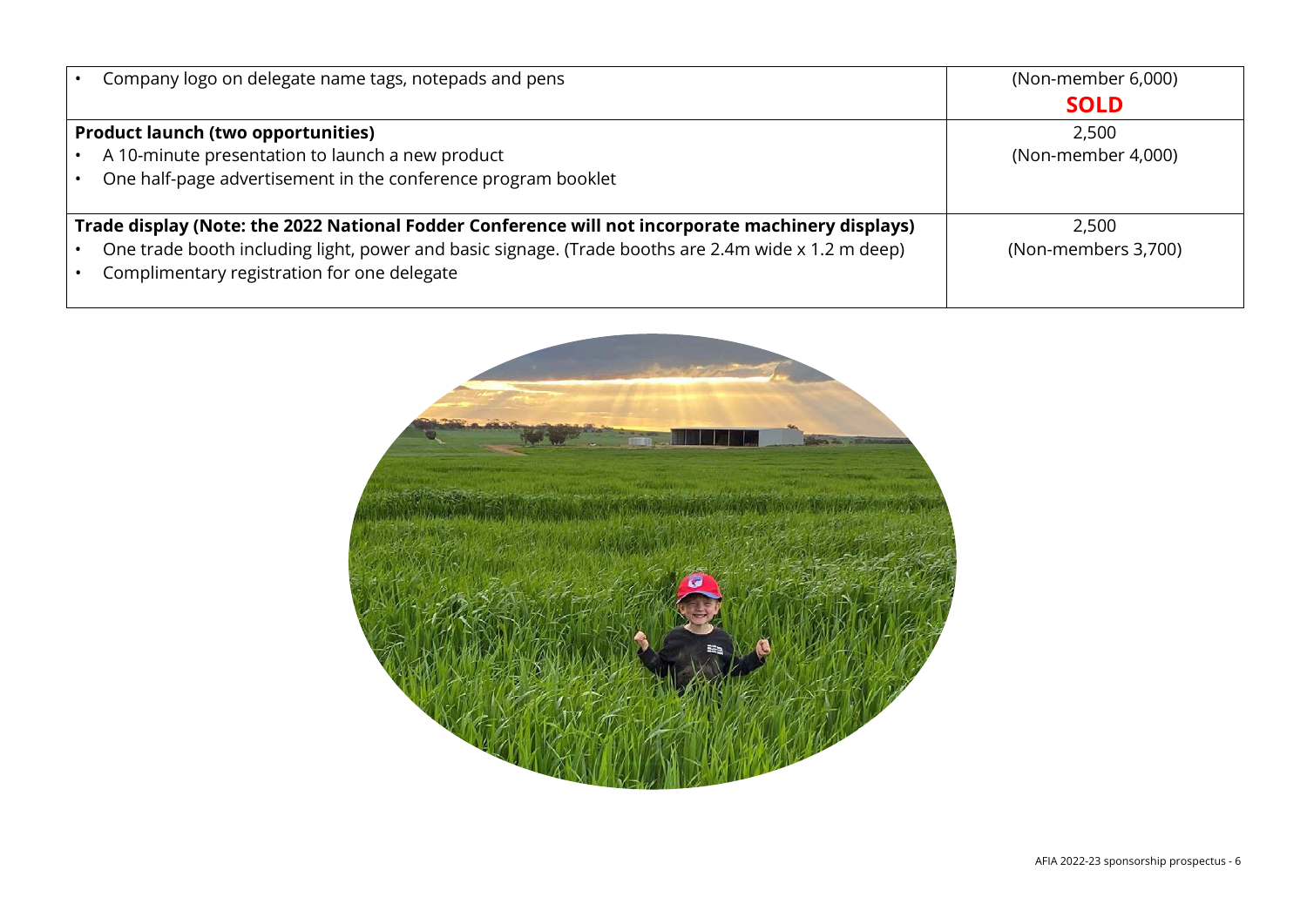| | |
|---|---|
| • Company logo on delegate name tags, notepads and pens | (Non-member 6,000)<br>**SOLD** |
| **Product launch (two opportunities)**<br>• A 10-minute presentation to launch a new product<br>• One half-page advertisement in the conference program booklet | 2,500<br>(Non-member 4,000) |
| **Trade display (Note: the 2022 National Fodder Conference will not incorporate machinery displays)**<br>• One trade booth including light, power and basic signage. (Trade booths are 2.4m wide x 1.2 m deep)<br>• Complimentary registration for one delegate | 2,500<br>(Non-members 3,700) |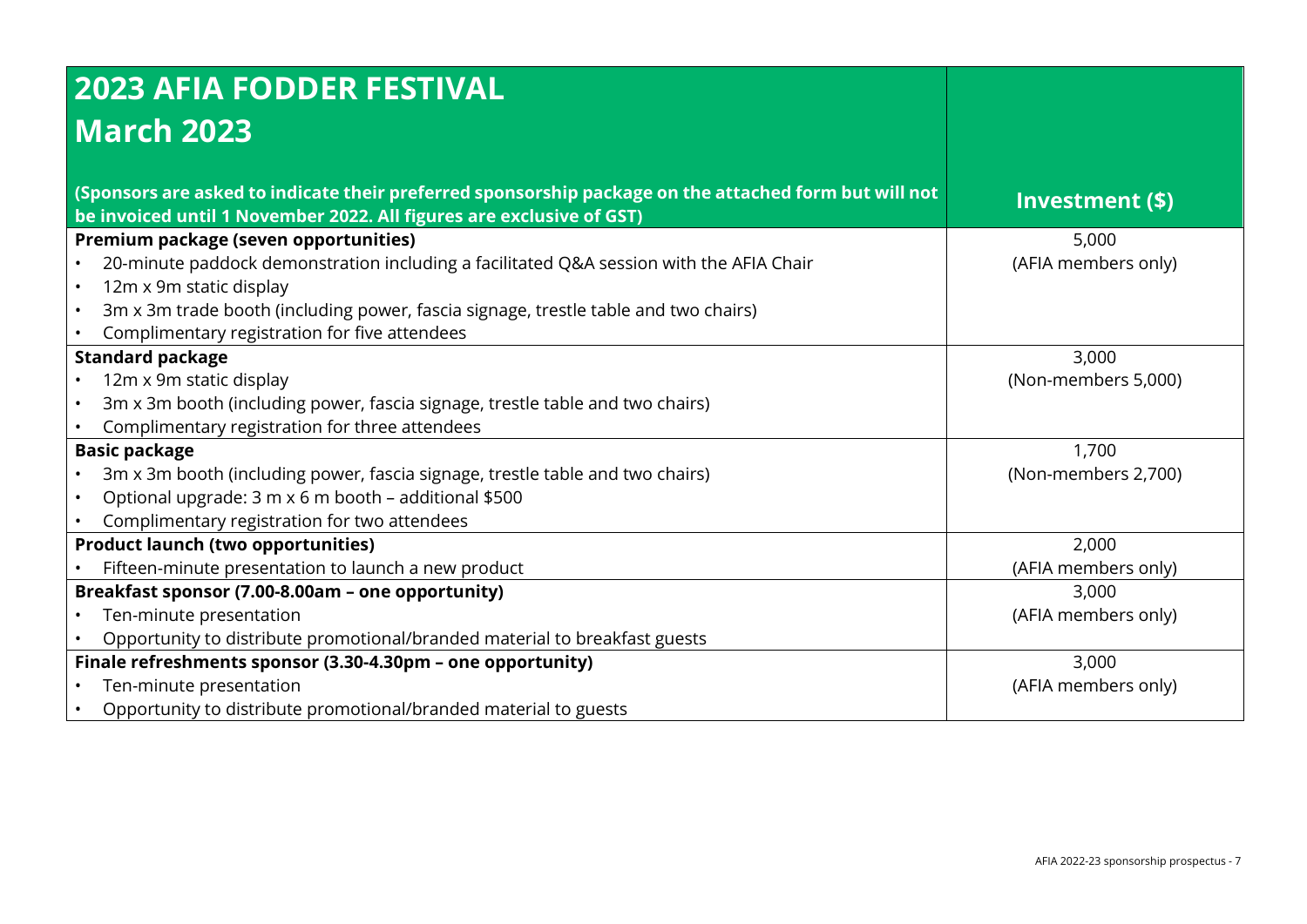# 2023 AFIA FODDER FESTIVAL

## March 2023

| (Sponsors are asked to indicate their preferred sponsorship package on the attached form but will not be invoiced until 1 November 2022. All figures are exclusive of GST) | Investment ($) |
|---|---|
| **Premium package (seven opportunities)**<br>• 20-minute paddock demonstration including a facilitated Q&A session with the AFIA Chair<br>• 12m x 9m static display<br>• 3m x 3m trade booth (including power, fascia signage, trestle table and two chairs)<br>• Complimentary registration for five attendees | 5,000<br>(AFIA members only) |
| **Standard package**<br>• 12m x 9m static display<br>• 3m x 3m booth (including power, fascia signage, trestle table and two chairs)<br>• Complimentary registration for three attendees | 3,000<br>(Non-members 5,000) |
| **Basic package**<br>• 3m x 3m booth (including power, fascia signage, trestle table and two chairs)<br>• Optional upgrade: 3 m x 6 m booth – additional $500<br>• Complimentary registration for two attendees | 1,700<br>(Non-members 2,700) |
| **Product launch (two opportunities)**<br>• Fifteen-minute presentation to launch a new product | 2,000<br>(AFIA members only) |
| **Breakfast sponsor (7.00-8.00am – one opportunity)**<br>• Ten-minute presentation<br>• Opportunity to distribute promotional/branded material to breakfast guests | 3,000<br>(AFIA members only) |
| **Finale refreshments sponsor (3.30-4.30pm – one opportunity)**<br>• Ten-minute presentation<br>• Opportunity to distribute promotional/branded material to guests | 3,000<br>(AFIA members only) |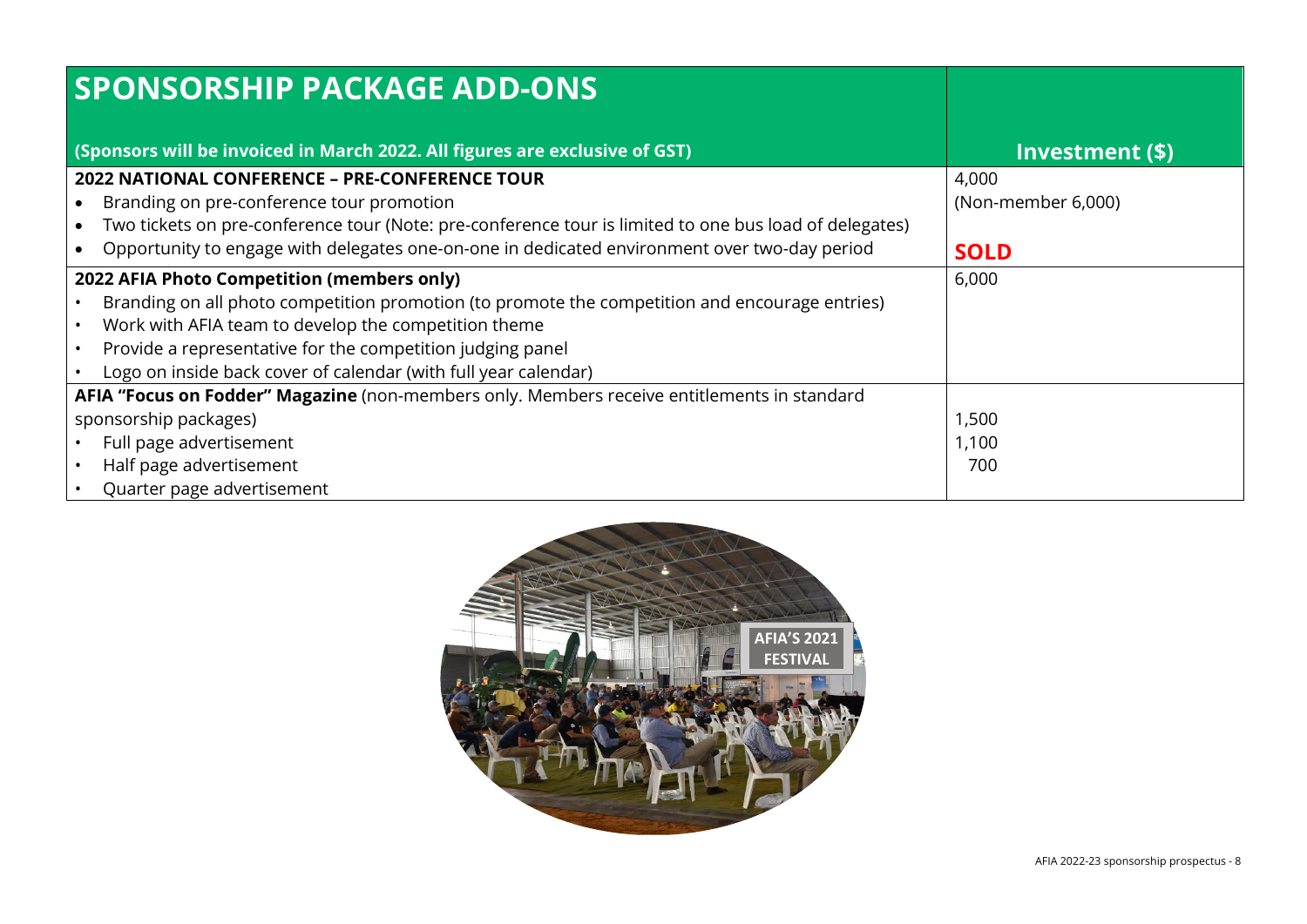# SPONSORSHIP PACKAGE ADD-ONS

| (Sponsors will be invoiced in March 2022. All figures are exclusive of GST) | Investment ($) |
| --- | --- |
| **2022 NATIONAL CONFERENCE – PRE-CONFERENCE TOUR**<br>• Branding on pre-conference tour promotion<br>• Two tickets on pre-conference tour (Note: pre-conference tour is limited to one bus load of delegates)<br>• Opportunity to engage with delegates one-on-one in dedicated environment over two-day period | 4,000<br>(Non-member 6,000)<br><br>**SOLD** |
| **2022 AFIA Photo Competition (members only)**<br>• Branding on all photo competition promotion (to promote the competition and encourage entries)<br>• Work with AFIA team to develop the competition theme<br>• Provide a representative for the competition judging panel<br>• Logo on inside back cover of calendar (with full year calendar) | 6,000 |
| **AFIA "Focus on Fodder" Magazine** (non-members only. Members receive entitlements in standard sponsorship packages)<br>• Full page advertisement<br>• Half page advertisement<br>• Quarter page advertisement | <br>1,500<br>1,100<br>700 |

AFIA'S 2021 FESTIVAL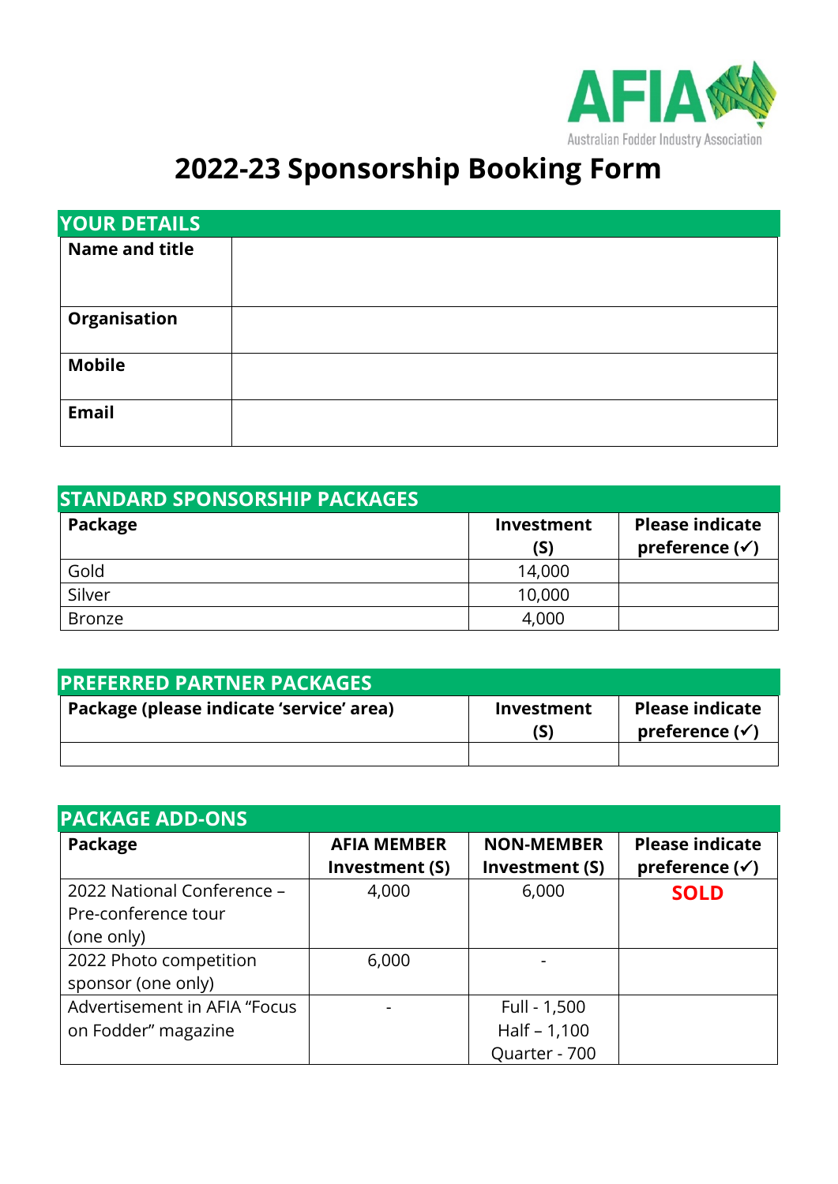Australian Fodder Industry Association

# 2022-23 Sponsorship Booking Form

| YOUR DETAILS | |
|---|---|
| **Name and title** | |
| **Organisation** | |
| **Mobile** | |
| **Email** | |

**STANDARD SPONSORSHIP PACKAGES**

| Package | Investment (S) | Please indicate preference (✓) |
|---|---|---|
| Gold | 14,000 | |
| Silver | 10,000 | |
| Bronze | 4,000 | |

**PREFERRED PARTNER PACKAGES**

| Package (please indicate 'service' area) | Investment (S) | Please indicate preference (✓) |
|---|---|---|
| | | |

**PACKAGE ADD-ONS**

| Package | AFIA MEMBER Investment (S) | NON-MEMBER Investment (S) | Please indicate preference (✓) |
|---|---|---|---|
| 2022 National Conference – Pre-conference tour (one only) | 4,000 | 6,000 | **SOLD** |
| 2022 Photo competition sponsor (one only) | 6,000 | - | |
| Advertisement in AFIA "Focus on Fodder" magazine | - | Full - 1,500<br>Half – 1,100<br>Quarter - 700 | |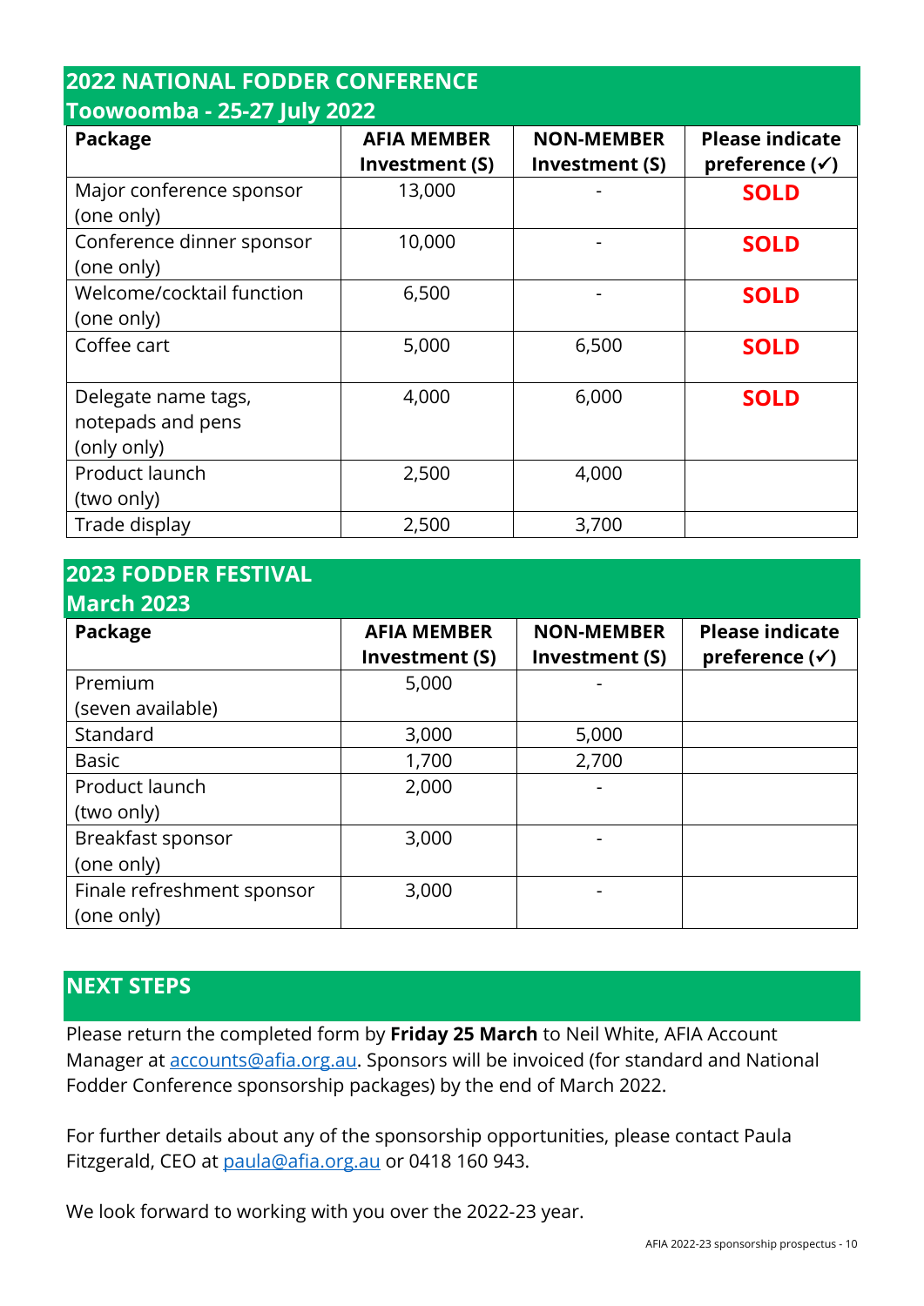## 2022 NATIONAL FODDER CONFERENCE
## Toowoomba - 25-27 July 2022

| Package | AFIA MEMBER Investment (S) | NON-MEMBER Investment (S) | Please indicate preference (✓) |
|---|---|---|---|
| Major conference sponsor (one only) | 13,000 | - | **SOLD** |
| Conference dinner sponsor (one only) | 10,000 | - | **SOLD** |
| Welcome/cocktail function (one only) | 6,500 | - | **SOLD** |
| Coffee cart | 5,000 | 6,500 | **SOLD** |
| Delegate name tags, notepads and pens (only only) | 4,000 | 6,000 | **SOLD** |
| Product launch (two only) | 2,500 | 4,000 | |
| Trade display | 2,500 | 3,700 | |

## 2023 FODDER FESTIVAL
## March 2023

| Package | AFIA MEMBER Investment (S) | NON-MEMBER Investment (S) | Please indicate preference (✓) |
|---|---|---|---|
| Premium (seven available) | 5,000 | - | |
| Standard | 3,000 | 5,000 | |
| Basic | 1,700 | 2,700 | |
| Product launch (two only) | 2,000 | - | |
| Breakfast sponsor (one only) | 3,000 | - | |
| Finale refreshment sponsor (one only) | 3,000 | - | |

## NEXT STEPS

Please return the completed form by **Friday 25 March** to Neil White, AFIA Account Manager at accounts@afia.org.au. Sponsors will be invoiced (for standard and National Fodder Conference sponsorship packages) by the end of March 2022.

For further details about any of the sponsorship opportunities, please contact Paula Fitzgerald, CEO at paula@afia.org.au or 0418 160 943.

We look forward to working with you over the 2022-23 year.